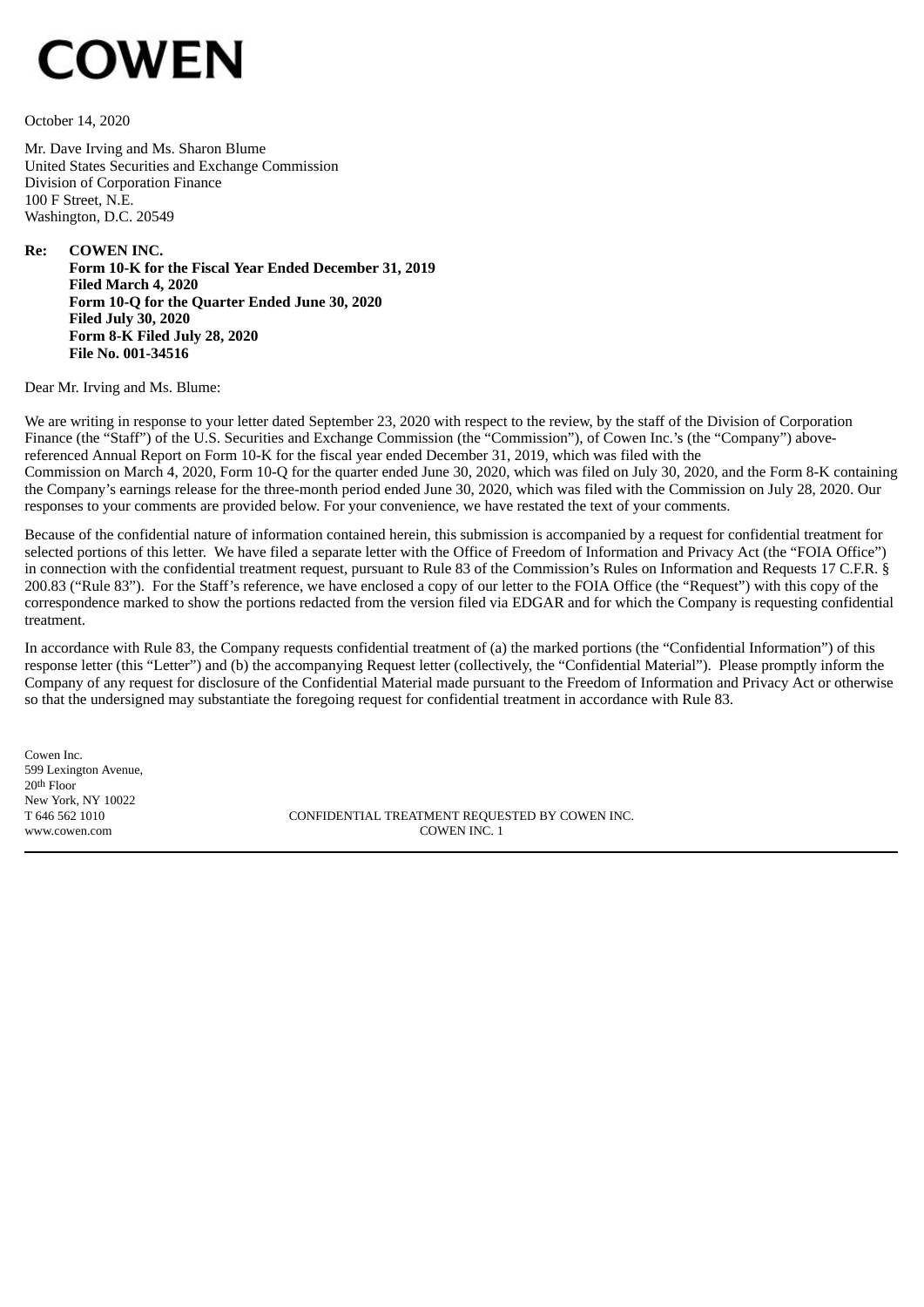**COWEN**

October 14, 2020

Mr. Dave Irving and Ms. Sharon Blume
United States Securities and Exchange Commission
Division of Corporation Finance
100 F Street, N.E.
Washington, D.C. 20549

**Re: COWEN INC.**
**Form 10-K for the Fiscal Year Ended December 31, 2019**
**Filed March 4, 2020**
**Form 10-Q for the Quarter Ended June 30, 2020**
**Filed July 30, 2020**
**Form 8-K Filed July 28, 2020**
**File No. 001-34516**

Dear Mr. Irving and Ms. Blume:

We are writing in response to your letter dated September 23, 2020 with respect to the review, by the staff of the Division of Corporation Finance (the "Staff") of the U.S. Securities and Exchange Commission (the "Commission"), of Cowen Inc.'s (the "Company") above-referenced Annual Report on Form 10-K for the fiscal year ended December 31, 2019, which was filed with the Commission on March 4, 2020, Form 10-Q for the quarter ended June 30, 2020, which was filed on July 30, 2020, and the Form 8-K containing the Company's earnings release for the three-month period ended June 30, 2020, which was filed with the Commission on July 28, 2020. Our responses to your comments are provided below. For your convenience, we have restated the text of your comments.

Because of the confidential nature of information contained herein, this submission is accompanied by a request for confidential treatment for selected portions of this letter. We have filed a separate letter with the Office of Freedom of Information and Privacy Act (the "FOIA Office") in connection with the confidential treatment request, pursuant to Rule 83 of the Commission's Rules on Information and Requests 17 C.F.R. § 200.83 ("Rule 83"). For the Staff's reference, we have enclosed a copy of our letter to the FOIA Office (the "Request") with this copy of the correspondence marked to show the portions redacted from the version filed via EDGAR and for which the Company is requesting confidential treatment.

In accordance with Rule 83, the Company requests confidential treatment of (a) the marked portions (the "Confidential Information") of this response letter (this "Letter") and (b) the accompanying Request letter (collectively, the "Confidential Material"). Please promptly inform the Company of any request for disclosure of the Confidential Material made pursuant to the Freedom of Information and Privacy Act or otherwise so that the undersigned may substantiate the foregoing request for confidential treatment in accordance with Rule 83.

Cowen Inc.
599 Lexington Avenue,
20th Floor
New York, NY 10022
T 646 562 1010
www.cowen.com

CONFIDENTIAL TREATMENT REQUESTED BY COWEN INC.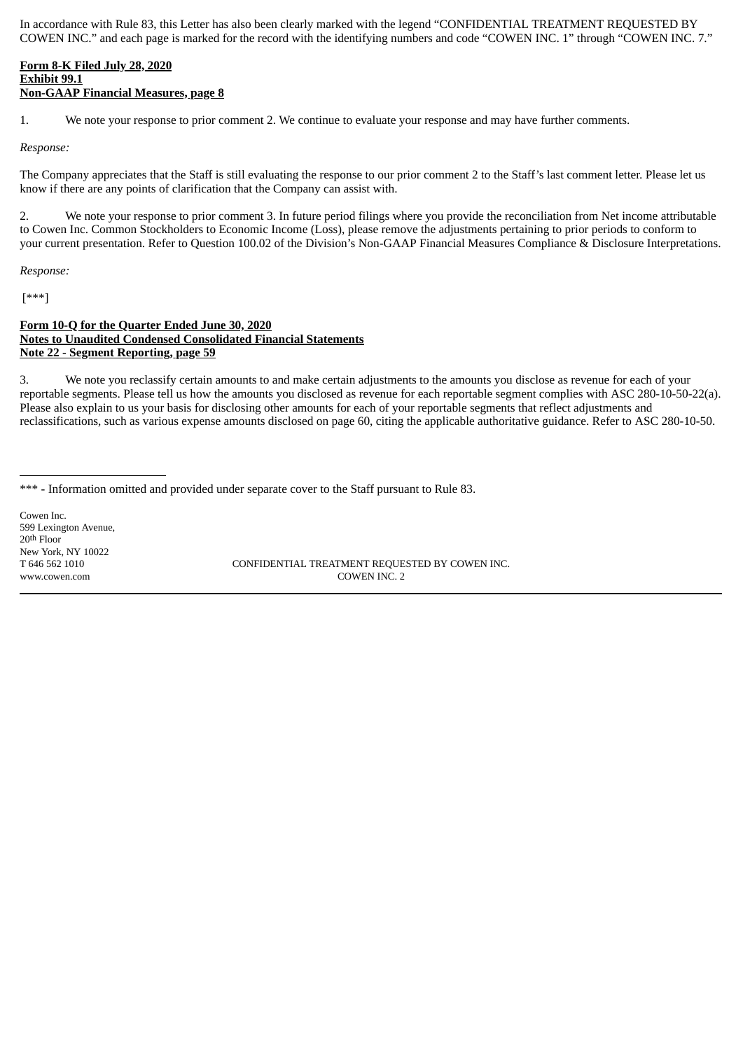In accordance with Rule 83, this Letter has also been clearly marked with the legend "CONFIDENTIAL TREATMENT REQUESTED BY COWEN INC." and each page is marked for the record with the identifying numbers and code "COWEN INC. 1" through "COWEN INC. 7."

**Form 8-K Filed July 28, 2020**
**Exhibit 99.1**
**Non-GAAP Financial Measures, page 8**

1. We note your response to prior comment 2. We continue to evaluate your response and may have further comments.

*Response:*

The Company appreciates that the Staff is still evaluating the response to our prior comment 2 to the Staff's last comment letter. Please let us know if there are any points of clarification that the Company can assist with.

2. We note your response to prior comment 3. In future period filings where you provide the reconciliation from Net income attributable to Cowen Inc. Common Stockholders to Economic Income (Loss), please remove the adjustments pertaining to prior periods to conform to your current presentation. Refer to Question 100.02 of the Division's Non-GAAP Financial Measures Compliance & Disclosure Interpretations.

*Response:*

[***]

**Form 10-Q for the Quarter Ended June 30, 2020**
**Notes to Unaudited Condensed Consolidated Financial Statements**
**Note 22 - Segment Reporting, page 59**

3. We note you reclassify certain amounts to and make certain adjustments to the amounts you disclose as revenue for each of your reportable segments. Please tell us how the amounts you disclosed as revenue for each reportable segment complies with ASC 280-10-50-22(a). Please also explain to us your basis for disclosing other amounts for each of your reportable segments that reflect adjustments and reclassifications, such as various expense amounts disclosed on page 60, citing the applicable authoritative guidance. Refer to ASC 280-10-50.

---

*** - Information omitted and provided under separate cover to the Staff pursuant to Rule 83.

Cowen Inc.
599 Lexington Avenue,
20th Floor
New York, NY 10022
T 646 562 1010
www.cowen.com

CONFIDENTIAL TREATMENT REQUESTED BY COWEN INC.
COWEN INC. 2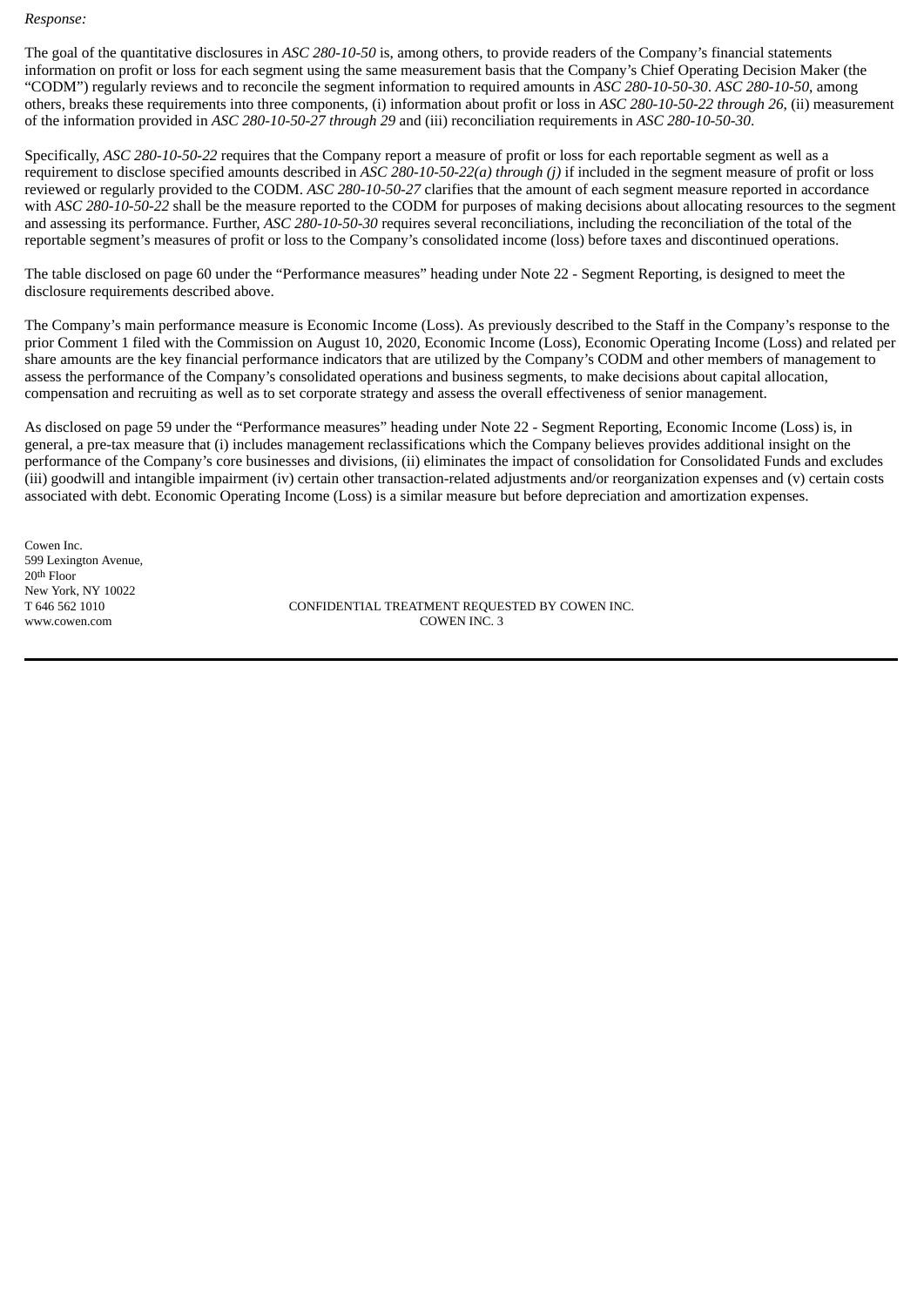*Response:*

The goal of the quantitative disclosures in *ASC 280-10-50* is, among others, to provide readers of the Company's financial statements information on profit or loss for each segment using the same measurement basis that the Company's Chief Operating Decision Maker (the "CODM") regularly reviews and to reconcile the segment information to required amounts in *ASC 280-10-50-30*. *ASC 280-10-50*, among others, breaks these requirements into three components, (i) information about profit or loss in *ASC 280-10-50-22 through 26*, (ii) measurement of the information provided in *ASC 280-10-50-27 through 29* and (iii) reconciliation requirements in *ASC 280-10-50-30*.

Specifically, *ASC 280-10-50-22* requires that the Company report a measure of profit or loss for each reportable segment as well as a requirement to disclose specified amounts described in *ASC 280-10-50-22(a) through (j)* if included in the segment measure of profit or loss reviewed or regularly provided to the CODM. *ASC 280-10-50-27* clarifies that the amount of each segment measure reported in accordance with *ASC 280-10-50-22* shall be the measure reported to the CODM for purposes of making decisions about allocating resources to the segment and assessing its performance. Further, *ASC 280-10-50-30* requires several reconciliations, including the reconciliation of the total of the reportable segment's measures of profit or loss to the Company's consolidated income (loss) before taxes and discontinued operations.

The table disclosed on page 60 under the "Performance measures" heading under Note 22 - Segment Reporting, is designed to meet the disclosure requirements described above.

The Company's main performance measure is Economic Income (Loss). As previously described to the Staff in the Company's response to the prior Comment 1 filed with the Commission on August 10, 2020, Economic Income (Loss), Economic Operating Income (Loss) and related per share amounts are the key financial performance indicators that are utilized by the Company's CODM and other members of management to assess the performance of the Company's consolidated operations and business segments, to make decisions about capital allocation, compensation and recruiting as well as to set corporate strategy and assess the overall effectiveness of senior management.

As disclosed on page 59 under the "Performance measures" heading under Note 22 - Segment Reporting, Economic Income (Loss) is, in general, a pre-tax measure that (i) includes management reclassifications which the Company believes provides additional insight on the performance of the Company's core businesses and divisions, (ii) eliminates the impact of consolidation for Consolidated Funds and excludes (iii) goodwill and intangible impairment (iv) certain other transaction-related adjustments and/or reorganization expenses and (v) certain costs associated with debt. Economic Operating Income (Loss) is a similar measure but before depreciation and amortization expenses.

Cowen Inc.
599 Lexington Avenue,
20th Floor
New York, NY 10022
T 646 562 1010
www.cowen.com

CONFIDENTIAL TREATMENT REQUESTED BY COWEN INC.
COWEN INC. 3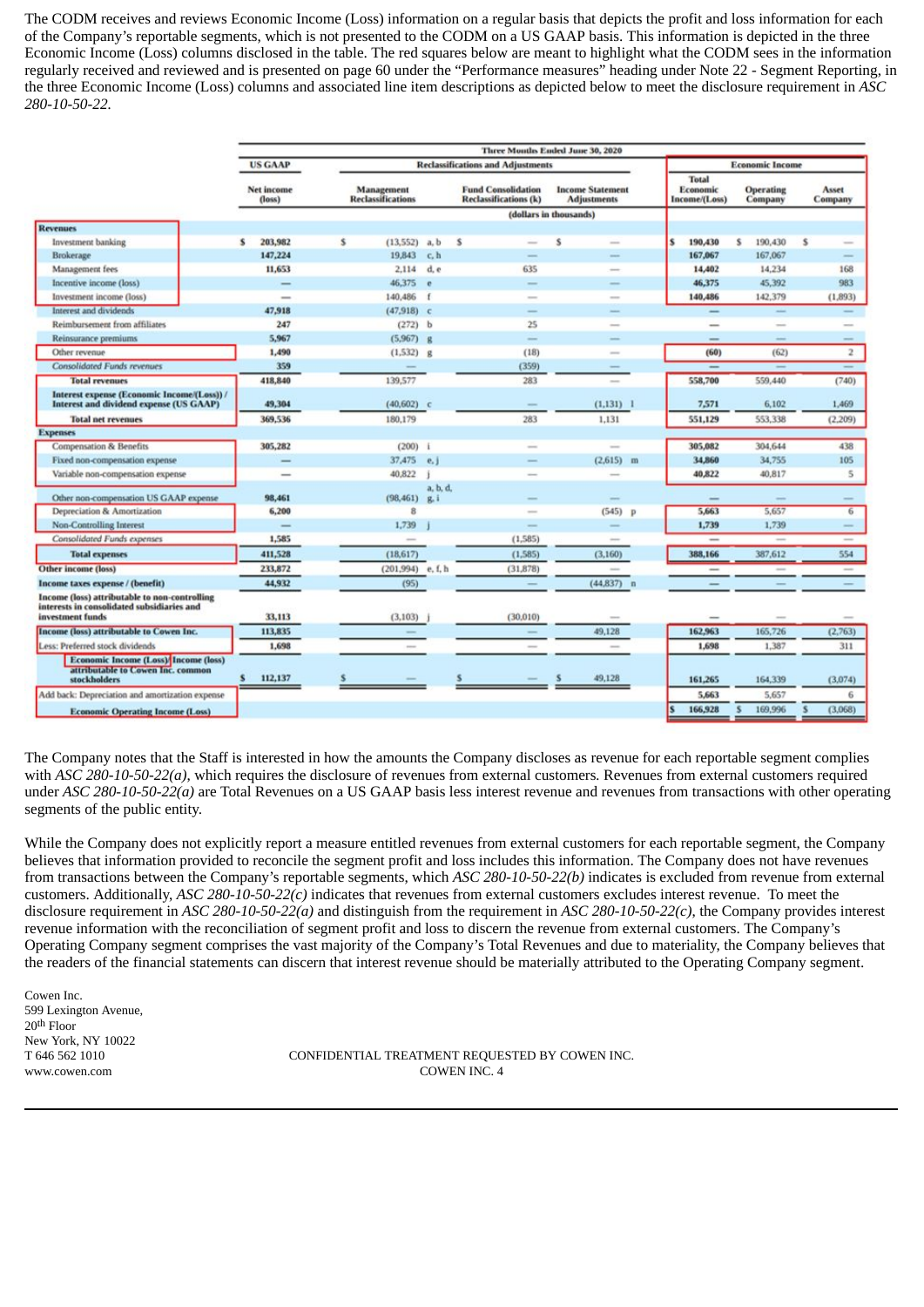The CODM receives and reviews Economic Income (Loss) information on a regular basis that depicts the profit and loss information for each of the Company's reportable segments, which is not presented to the CODM on a US GAAP basis. This information is depicted in the three Economic Income (Loss) columns disclosed in the table. The red squares below are meant to highlight what the CODM sees in the information regularly received and reviewed and is presented on page 60 under the "Performance measures" heading under Note 22 - Segment Reporting, in the three Economic Income (Loss) columns and associated line item descriptions as depicted below to meet the disclosure requirement in *ASC 280-10-50-22*.

| | Three Months Ended June 30, 2020 | | | | | | | |
|---|---|---|---|---|---|---|---|---|
| | US GAAP | Reclassifications and Adjustments | | | | Economic Income | | |
| | Net income (loss) | Management Reclassifications | | Fund Consolidation Reclassifications (k) | Income Statement Adjustments | Total Economic Income/(Loss) | Operating Company | Asset Company |
| | (dollars in thousands) | | | | | | | |
| **Revenues** | | | | | | | | |
| Investment banking | $ 203,982 | $ (13,552) | a, b | $ — | $ — | $ 190,430 | $ 190,430 | $ — |
| Brokerage | 147,224 | 19,843 | c, h | — | — | 167,067 | 167,067 | — |
| Management fees | 11,653 | 2,114 | d, e | 635 | — | 14,402 | 14,234 | 168 |
| Incentive income (loss) | — | 46,375 | e | — | — | 46,375 | 45,392 | 983 |
| Investment income (loss) | — | 140,486 | f | — | — | 140,486 | 142,379 | (1,893) |
| Interest and dividends | 47,918 | (47,918) | c | — | — | — | — | — |
| Reimbursement from affiliates | 247 | (272) | b | 25 | — | — | — | — |
| Reinsurance premiums | 5,967 | (5,967) | g | — | — | — | — | — |
| Other revenue | 1,490 | (1,532) | g | (18) | — | (60) | (62) | 2 |
| *Consolidated Funds revenues* | 359 | — | | (359) | — | — | — | — |
| **Total revenues** | 418,840 | 139,577 | | 283 | — | 558,700 | 559,440 | (740) |
| **Interest expense (Economic Income/(Loss)) / Interest and dividend expense (US GAAP)** | 49,304 | (40,602) | c | — | (1,131) | l | 7,571 | 6,102 | 1,469 |
| **Total net revenues** | 369,536 | 180,179 | | 283 | 1,131 | 551,129 | 553,338 | (2,209) |
| **Expenses** | | | | | | | | |
| Compensation & Benefits | 305,282 | (200) | i | — | — | 305,082 | 304,644 | 438 |
| Fixed non-compensation expense | — | 37,475 | e, j | — | (2,615) m | 34,860 | 34,755 | 105 |
| Variable non-compensation expense | — | 40,822 | j | — | — | 40,822 | 40,817 | 5 |
| Other non-compensation US GAAP expense | 98,461 | (98,461) | a, b, d, g, i | — | — | — | — | — |
| Depreciation & Amortization | 6,200 | 8 | | — | (545) p | 5,663 | 5,657 | 6 |
| Non-Controlling Interest | — | 1,739 | j | — | — | 1,739 | 1,739 | — |
| *Consolidated Funds expenses* | 1,585 | — | | (1,585) | — | — | — | — |
| **Total expenses** | 411,528 | (18,617) | | (1,585) | (3,160) | 388,166 | 387,612 | 554 |
| **Other income (loss)** | 233,872 | (201,994) | e, f, h | (31,878) | — | — | — | — |
| **Income taxes expense / (benefit)** | 44,932 | (95) | | — | (44,837) n | — | — | — |
| **Income (loss) attributable to non-controlling interests in consolidated subsidiaries and investment funds** | 33,113 | (3,103) | j | (30,010) | — | — | — | — |
| **Income (loss) attributable to Cowen Inc.** | 113,835 | — | | — | 49,128 | 162,963 | 165,726 | (2,763) |
| Less: Preferred stock dividends | 1,698 | — | | — | — | 1,698 | 1,387 | 311 |
| **Economic Income (Loss)/ Income (loss) attributable to Cowen Inc. common stockholders** | $ 112,137 | $ — | | $ — | $ 49,128 | 161,265 | 164,339 | (3,074) |
| Add back: Depreciation and amortization expense | | | | | | 5,663 | 5,657 | 6 |
| **Economic Operating Income (Loss)** | | | | | | $ 166,928 | $ 169,996 | $ (3,068) |

The Company notes that the Staff is interested in how the amounts the Company discloses as revenue for each reportable segment complies with *ASC 280-10-50-22(a)*, which requires the disclosure of revenues from external customers. Revenues from external customers required under *ASC 280-10-50-22(a)* are Total Revenues on a US GAAP basis less interest revenue and revenues from transactions with other operating segments of the public entity.

While the Company does not explicitly report a measure entitled revenues from external customers for each reportable segment, the Company believes that information provided to reconcile the segment profit and loss includes this information. The Company does not have revenues from transactions between the Company's reportable segments, which *ASC 280-10-50-22(b)* indicates is excluded from revenue from external customers. Additionally, *ASC 280-10-50-22(c)* indicates that revenues from external customers excludes interest revenue. To meet the disclosure requirement in *ASC 280-10-50-22(a)* and distinguish from the requirement in *ASC 280-10-50-22(c)*, the Company provides interest revenue information with the reconciliation of segment profit and loss to discern the revenue from external customers. The Company's Operating Company segment comprises the vast majority of the Company's Total Revenues and due to materiality, the Company believes that the readers of the financial statements can discern that interest revenue should be materially attributed to the Operating Company segment.

Cowen Inc.
599 Lexington Avenue,
20th Floor
New York, NY 10022
T 646 562 1010
www.cowen.com

CONFIDENTIAL TREATMENT REQUESTED BY COWEN INC.
COWEN INC. 4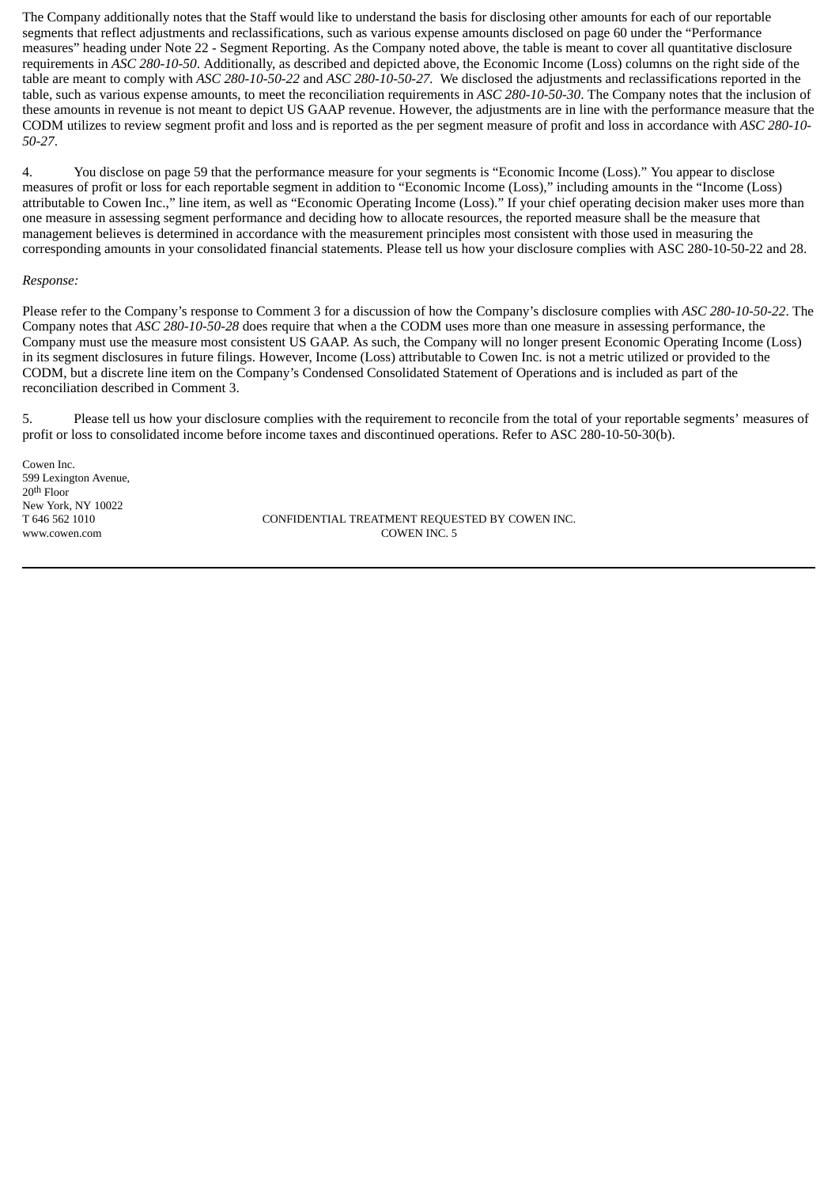The Company additionally notes that the Staff would like to understand the basis for disclosing other amounts for each of our reportable segments that reflect adjustments and reclassifications, such as various expense amounts disclosed on page 60 under the "Performance measures" heading under Note 22 - Segment Reporting. As the Company noted above, the table is meant to cover all quantitative disclosure requirements in *ASC 280-10-50*. Additionally, as described and depicted above, the Economic Income (Loss) columns on the right side of the table are meant to comply with *ASC 280-10-50-22* and *ASC 280-10-50-27*. We disclosed the adjustments and reclassifications reported in the table, such as various expense amounts, to meet the reconciliation requirements in *ASC 280-10-50-30*. The Company notes that the inclusion of these amounts in revenue is not meant to depict US GAAP revenue. However, the adjustments are in line with the performance measure that the CODM utilizes to review segment profit and loss and is reported as the per segment measure of profit and loss in accordance with *ASC 280-10-50-27*.

4. You disclose on page 59 that the performance measure for your segments is "Economic Income (Loss)." You appear to disclose measures of profit or loss for each reportable segment in addition to "Economic Income (Loss)," including amounts in the "Income (Loss) attributable to Cowen Inc.," line item, as well as "Economic Operating Income (Loss)." If your chief operating decision maker uses more than one measure in assessing segment performance and deciding how to allocate resources, the reported measure shall be the measure that management believes is determined in accordance with the measurement principles most consistent with those used in measuring the corresponding amounts in your consolidated financial statements. Please tell us how your disclosure complies with ASC 280-10-50-22 and 28.

*Response:*

Please refer to the Company's response to Comment 3 for a discussion of how the Company's disclosure complies with *ASC 280-10-50-22*. The Company notes that *ASC 280-10-50-28* does require that when a the CODM uses more than one measure in assessing performance, the Company must use the measure most consistent US GAAP. As such, the Company will no longer present Economic Operating Income (Loss) in its segment disclosures in future filings. However, Income (Loss) attributable to Cowen Inc. is not a metric utilized or provided to the CODM, but a discrete line item on the Company's Condensed Consolidated Statement of Operations and is included as part of the reconciliation described in Comment 3.

5. Please tell us how your disclosure complies with the requirement to reconcile from the total of your reportable segments' measures of profit or loss to consolidated income before income taxes and discontinued operations. Refer to ASC 280-10-50-30(b).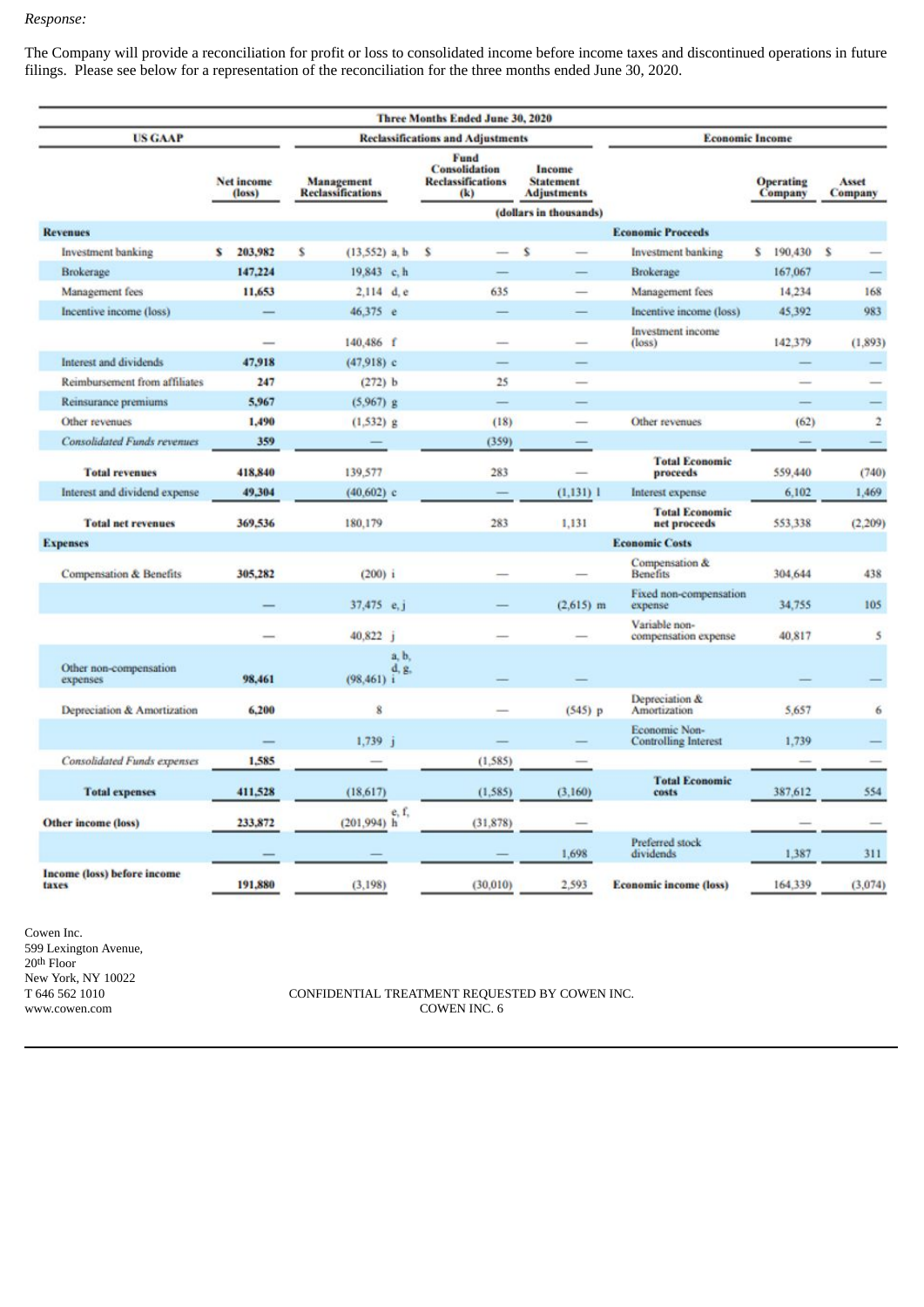*Response:*

The Company will provide a reconciliation for profit or loss to consolidated income before income taxes and discontinued operations in future filings. Please see below for a representation of the reconciliation for the three months ended June 30, 2020.

| Three Months Ended June 30, 2020 | | | | | | | |
|---|---|---|---|---|---|---|---|
| US GAAP | | Reclassifications and Adjustments | | | Economic Income | | |
| | Net income (loss) | Management Reclassifications | Fund Consolidation Reclassifications (k) | Income Statement Adjustments | | Operating Company | Asset Company |
| | | (dollars in thousands) | | | | | |
| **Revenues** | | | | | **Economic Proceeds** | | |
| Investment banking | $ 203,982 | $ (13,552) a, b | $ — | $ — | Investment banking | $ 190,430 | $ — |
| Brokerage | 147,224 | 19,843 c, h | — | — | Brokerage | 167,067 | — |
| Management fees | 11,653 | 2,114 d, e | 635 | — | Management fees | 14,234 | 168 |
| Incentive income (loss) | — | 46,375 e | — | — | Incentive income (loss) | 45,392 | 983 |
| | — | 140,486 f | — | — | Investment income (loss) | 142,379 | (1,893) |
| Interest and dividends | 47,918 | (47,918) c | — | — | | — | — |
| Reimbursement from affiliates | 247 | (272) b | 25 | — | | — | — |
| Reinsurance premiums | 5,967 | (5,967) g | — | — | | — | — |
| Other revenues | 1,490 | (1,532) g | (18) | — | Other revenues | (62) | 2 |
| *Consolidated Funds revenues* | 359 | — | (359) | — | | — | — |
| **Total revenues** | 418,840 | 139,577 | 283 | — | **Total Economic proceeds** | 559,440 | (740) |
| Interest and dividend expense | 49,304 | (40,602) c | — | (1,131) l | Interest expense | 6,102 | 1,469 |
| **Total net revenues** | 369,536 | 180,179 | 283 | 1,131 | **Total Economic net proceeds** | 553,338 | (2,209) |
| **Expenses** | | | | | **Economic Costs** | | |
| Compensation & Benefits | 305,282 | (200) i | — | — | Compensation & Benefits | 304,644 | 438 |
| | — | 37,475 e, j | — | (2,615) m | Fixed non-compensation expense | 34,755 | 105 |
| | — | 40,822 j | — | — | Variable non-compensation expense | 40,817 | 5 |
| Other non-compensation expenses | 98,461 | (98,461) a, b, d, g, i | — | — | | — | — |
| Depreciation & Amortization | 6,200 | 8 | — | (545) p | Depreciation & Amortization | 5,657 | 6 |
| | — | 1,739 j | — | — | Economic Non-Controlling Interest | 1,739 | — |
| *Consolidated Funds expenses* | 1,585 | — | (1,585) | — | | — | — |
| **Total expenses** | 411,528 | (18,617) | (1,585) | (3,160) | **Total Economic costs** | 387,612 | 554 |
| **Other income (loss)** | 233,872 | (201,994) e, f, h | (31,878) | — | | — | — |
| | — | — | — | 1,698 | Preferred stock dividends | 1,387 | 311 |
| **Income (loss) before income taxes** | 191,880 | (3,198) | (30,010) | 2,593 | **Economic income (loss)** | 164,339 | (3,074) |

Cowen Inc.
599 Lexington Avenue,
20th Floor
New York, NY 10022
T 646 562 1010
www.cowen.com

CONFIDENTIAL TREATMENT REQUESTED BY COWEN INC.
COWEN INC. 6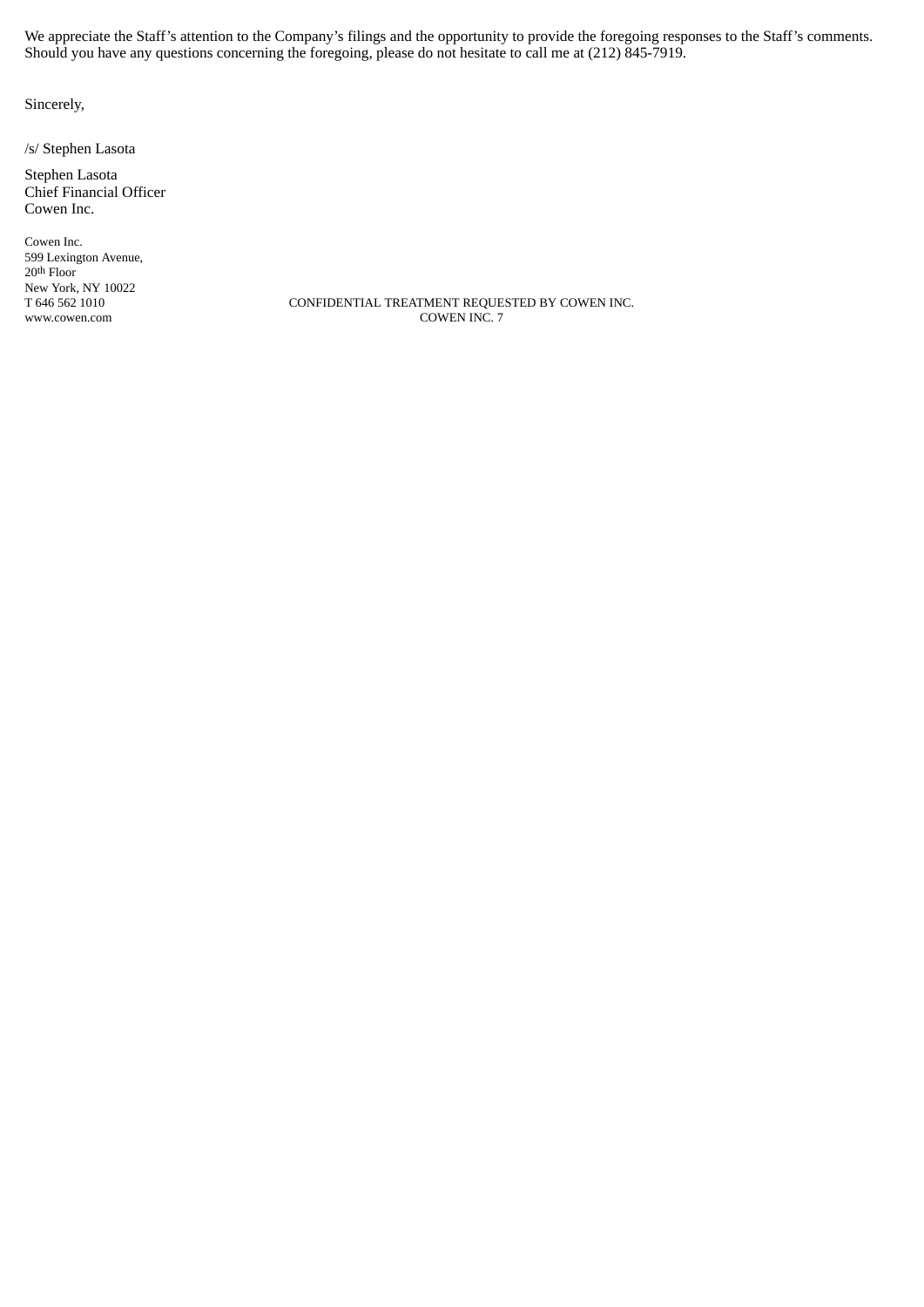We appreciate the Staff's attention to the Company's filings and the opportunity to provide the foregoing responses to the Staff's comments. Should you have any questions concerning the foregoing, please do not hesitate to call me at (212) 845-7919.

Sincerely,

/s/ Stephen Lasota

Stephen Lasota
Chief Financial Officer
Cowen Inc.

Cowen Inc.
599 Lexington Avenue,
20th Floor
New York, NY 10022
T 646 562 1010
www.cowen.com

CONFIDENTIAL TREATMENT REQUESTED BY COWEN INC.
COWEN INC. 7